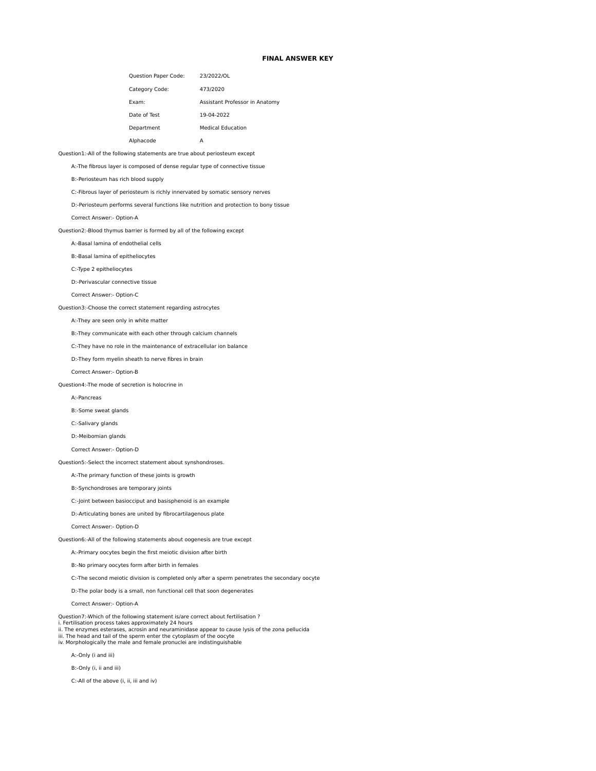# FINAL ANSWER KEY

| | |
|---|---|
| Question Paper Code: | 23/2022/OL |
| Category Code: | 473/2020 |
| Exam: | Assistant Professor in Anatomy |
| Date of Test | 19-04-2022 |
| Department | Medical Education |
| Alphacode | A |

Question1:-All of the following statements are true about periosteum except

A:-The fibrous layer is composed of dense regular type of connective tissue

B:-Periosteum has rich blood supply

C:-Fibrous layer of periosteum is richly innervated by somatic sensory nerves

D:-Periosteum performs several functions like nutrition and protection to bony tissue

Correct Answer:- Option-A

Question2:-Blood thymus barrier is formed by all of the following except

A:-Basal lamina of endothelial cells

B:-Basal lamina of epitheliocytes

C:-Type 2 epitheliocytes

D:-Perivascular connective tissue

Correct Answer:- Option-C

Question3:-Choose the correct statement regarding astrocytes

A:-They are seen only in white matter

B:-They communicate with each other through calcium channels

C:-They have no role in the maintenance of extracellular ion balance

D:-They form myelin sheath to nerve fibres in brain

Correct Answer:- Option-B

Question4:-The mode of secretion is holocrine in

A:-Pancreas

B:-Some sweat glands

C:-Salivary glands

D:-Meibomian glands

Correct Answer:- Option-D

Question5:-Select the incorrect statement about synshondroses.

A:-The primary function of these joints is growth

B:-Synchondroses are temporary joints

C:-Joint between basiocciput and basisphenoid is an example

D:-Articulating bones are united by fibrocartilagenous plate

Correct Answer:- Option-D

Question6:-All of the following statements about oogenesis are true except

A:-Primary oocytes begin the first meiotic division after birth

B:-No primary oocytes form after birth in females

C:-The second meiotic division is completed only after a sperm penetrates the secondary oocyte

D:-The polar body is a small, non functional cell that soon degenerates

Correct Answer:- Option-A

Question7:-Which of the following statement is/are correct about fertilisation ?
i. Fertilisation process takes approximately 24 hours
ii. The enzymes esterases, acrosin and neuraminidase appear to cause lysis of the zona pellucida
iii. The head and tail of the sperm enter the cytoplasm of the oocyte
iv. Morphologically the male and female pronuclei are indistinguishable

A:-Only (i and iii)

B:-Only (i, ii and iii)

C:-All of the above (i, ii, iii and iv)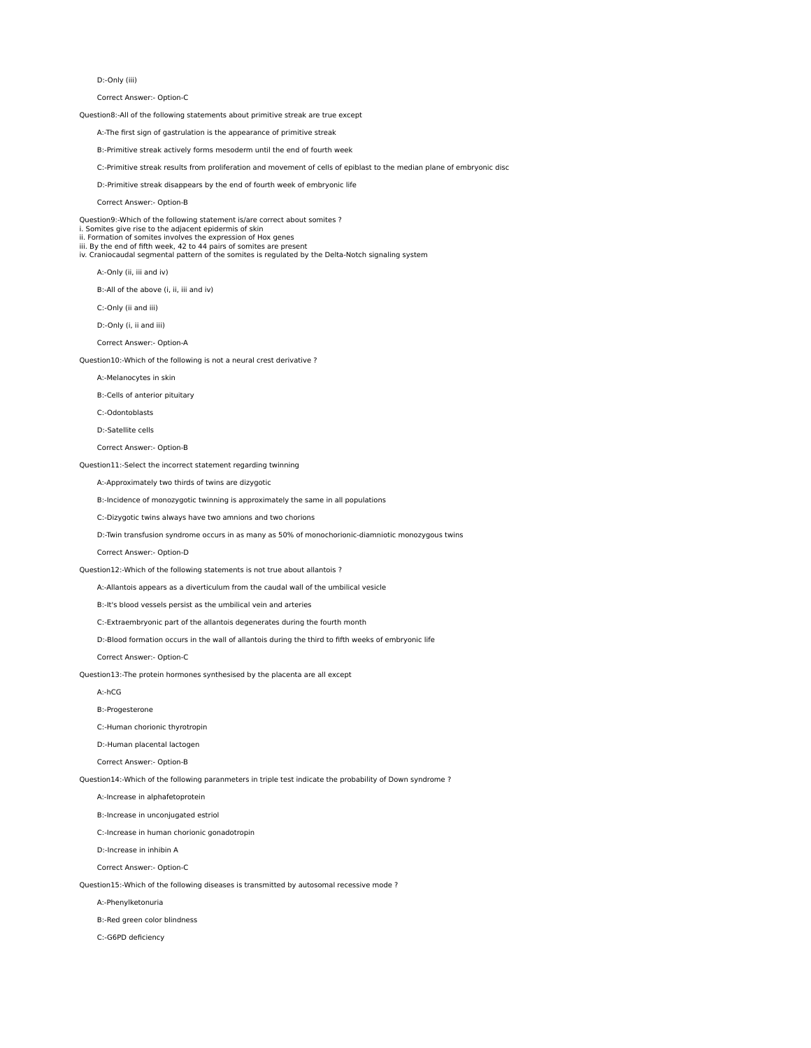D:-Only (iii)

Correct Answer:- Option-C

Question8:-All of the following statements about primitive streak are true except

A:-The first sign of gastrulation is the appearance of primitive streak

B:-Primitive streak actively forms mesoderm until the end of fourth week

C:-Primitive streak results from proliferation and movement of cells of epiblast to the median plane of embryonic disc

D:-Primitive streak disappears by the end of fourth week of embryonic life

Correct Answer:- Option-B

Question9:-Which of the following statement is/are correct about somites ?
i. Somites give rise to the adjacent epidermis of skin
ii. Formation of somites involves the expression of Hox genes
iii. By the end of fifth week, 42 to 44 pairs of somites are present
iv. Craniocaudal segmental pattern of the somites is regulated by the Delta-Notch signaling system

A:-Only (ii, iii and iv)

B:-All of the above (i, ii, iii and iv)

C:-Only (ii and iii)

D:-Only (i, ii and iii)

Correct Answer:- Option-A

Question10:-Which of the following is not a neural crest derivative ?

A:-Melanocytes in skin

B:-Cells of anterior pituitary

C:-Odontoblasts

D:-Satellite cells

Correct Answer:- Option-B

Question11:-Select the incorrect statement regarding twinning

A:-Approximately two thirds of twins are dizygotic

B:-Incidence of monozygotic twinning is approximately the same in all populations

C:-Dizygotic twins always have two amnions and two chorions

D:-Twin transfusion syndrome occurs in as many as 50% of monochorionic-diamniotic monozygous twins

Correct Answer:- Option-D

Question12:-Which of the following statements is not true about allantois ?

A:-Allantois appears as a diverticulum from the caudal wall of the umbilical vesicle

B:-It's blood vessels persist as the umbilical vein and arteries

C:-Extraembryonic part of the allantois degenerates during the fourth month

D:-Blood formation occurs in the wall of allantois during the third to fifth weeks of embryonic life

Correct Answer:- Option-C

Question13:-The protein hormones synthesised by the placenta are all except

A:-hCG

B:-Progesterone

C:-Human chorionic thyrotropin

D:-Human placental lactogen

Correct Answer:- Option-B

Question14:-Which of the following paranmeters in triple test indicate the probability of Down syndrome ?

A:-Increase in alphafetoprotein

B:-Increase in unconjugated estriol

C:-Increase in human chorionic gonadotropin

D:-Increase in inhibin A

Correct Answer:- Option-C

Question15:-Which of the following diseases is transmitted by autosomal recessive mode ?

A:-Phenylketonuria

B:-Red green color blindness

C:-G6PD deficiency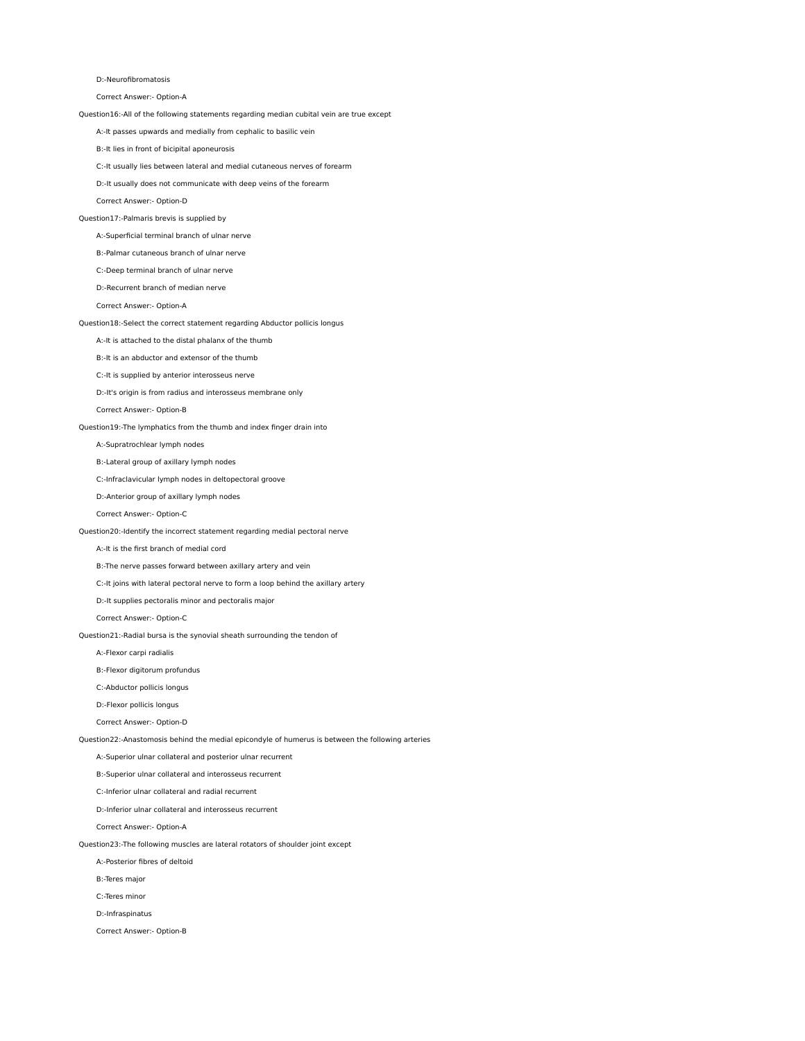D:-Neurofibromatosis

Correct Answer:- Option-A

Question16:-All of the following statements regarding median cubital vein are true except

A:-It passes upwards and medially from cephalic to basilic vein

B:-It lies in front of bicipital aponeurosis

C:-It usually lies between lateral and medial cutaneous nerves of forearm

D:-It usually does not communicate with deep veins of the forearm

Correct Answer:- Option-D

Question17:-Palmaris brevis is supplied by

A:-Superficial terminal branch of ulnar nerve

B:-Palmar cutaneous branch of ulnar nerve

C:-Deep terminal branch of ulnar nerve

D:-Recurrent branch of median nerve

Correct Answer:- Option-A

Question18:-Select the correct statement regarding Abductor pollicis longus

A:-It is attached to the distal phalanx of the thumb

B:-It is an abductor and extensor of the thumb

C:-It is supplied by anterior interosseus nerve

D:-It's origin is from radius and interosseus membrane only

Correct Answer:- Option-B

Question19:-The lymphatics from the thumb and index finger drain into

A:-Supratrochlear lymph nodes

B:-Lateral group of axillary lymph nodes

C:-Infraclavicular lymph nodes in deltopectoral groove

D:-Anterior group of axillary lymph nodes

Correct Answer:- Option-C

Question20:-Identify the incorrect statement regarding medial pectoral nerve

A:-It is the first branch of medial cord

B:-The nerve passes forward between axillary artery and vein

C:-It joins with lateral pectoral nerve to form a loop behind the axillary artery

D:-It supplies pectoralis minor and pectoralis major

Correct Answer:- Option-C

Question21:-Radial bursa is the synovial sheath surrounding the tendon of

A:-Flexor carpi radialis

B:-Flexor digitorum profundus

C:-Abductor pollicis longus

D:-Flexor pollicis longus

Correct Answer:- Option-D

Question22:-Anastomosis behind the medial epicondyle of humerus is between the following arteries

A:-Superior ulnar collateral and posterior ulnar recurrent

B:-Superior ulnar collateral and interosseus recurrent

C:-Inferior ulnar collateral and radial recurrent

D:-Inferior ulnar collateral and interosseus recurrent

Correct Answer:- Option-A

Question23:-The following muscles are lateral rotators of shoulder joint except

A:-Posterior fibres of deltoid

B:-Teres major

C:-Teres minor

D:-Infraspinatus

Correct Answer:- Option-B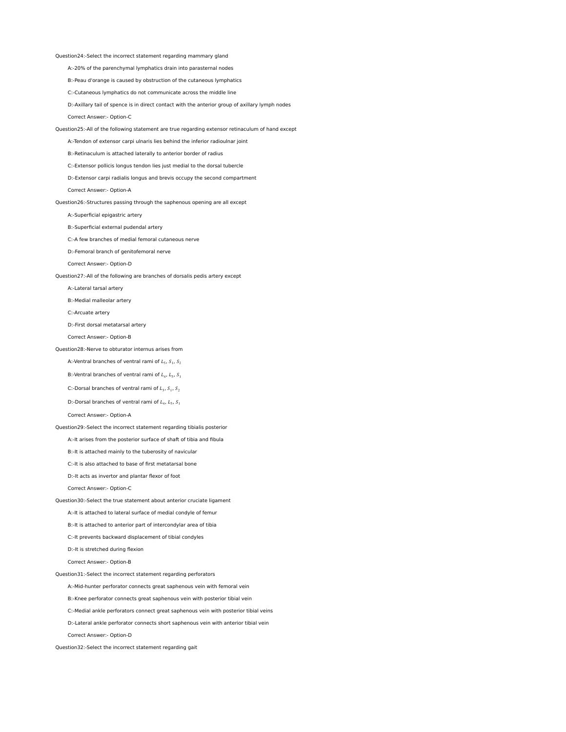Question24:-Select the incorrect statement regarding mammary gland

A:-20% of the parenchymal lymphatics drain into parasternal nodes

B:-Peau d'orange is caused by obstruction of the cutaneous lymphatics

C:-Cutaneous lymphatics do not communicate across the middle line

D:-Axillary tail of spence is in direct contact with the anterior group of axillary lymph nodes

Correct Answer:- Option-C

Question25:-All of the following statement are true regarding extensor retinaculum of hand except

A:-Tendon of extensor carpi ulnaris lies behind the inferior radioulnar joint

B:-Retinaculum is attached laterally to anterior border of radius

C:-Extensor pollicis longus tendon lies just medial to the dorsal tubercle

D:-Extensor carpi radialis longus and brevis occupy the second compartment

Correct Answer:- Option-A

Question26:-Structures passing through the saphenous opening are all except

A:-Superficial epigastric artery

B:-Superficial external pudendal artery

C:-A few branches of medial femoral cutaneous nerve

D:-Femoral branch of genitofemoral nerve

Correct Answer:- Option-D

Question27:-All of the following are branches of dorsalis pedis artery except

A:-Lateral tarsal artery

B:-Medial malleolar artery

C:-Arcuate artery

D:-First dorsal metatarsal artery

Correct Answer:- Option-B

Question28:-Nerve to obturator internus arises from

A:-Ventral branches of ventral rami of $L_5$, $S_1$, $S_2$

B:-Ventral branches of ventral rami of $L_4$, $L_5$, $S_1$

C:-Dorsal branches of ventral rami of $L_5$, $S_1$, $S_2$

D:-Dorsal branches of ventral rami of $L_4$, $L_5$, $S_1$

Correct Answer:- Option-A

Question29:-Select the incorrect statement regarding tibialis posterior

A:-It arises from the posterior surface of shaft of tibia and fibula

B:-It is attached mainly to the tuberosity of navicular

C:-It is also attached to base of first metatarsal bone

D:-It acts as invertor and plantar flexor of foot

Correct Answer:- Option-C

Question30:-Select the true statement about anterior cruciate ligament

A:-It is attached to lateral surface of medial condyle of femur

B:-It is attached to anterior part of intercondylar area of tibia

C:-It prevents backward displacement of tibial condyles

D:-It is stretched during flexion

Correct Answer:- Option-B

Question31:-Select the incorrect statement regarding perforators

A:-Mid-hunter perforator connects great saphenous vein with femoral vein

B:-Knee perforator connects great saphenous vein with posterior tibial vein

C:-Medial ankle perforators connect great saphenous vein with posterior tibial veins

D:-Lateral ankle perforator connects short saphenous vein with anterior tibial vein

Correct Answer:- Option-D

Question32:-Select the incorrect statement regarding gait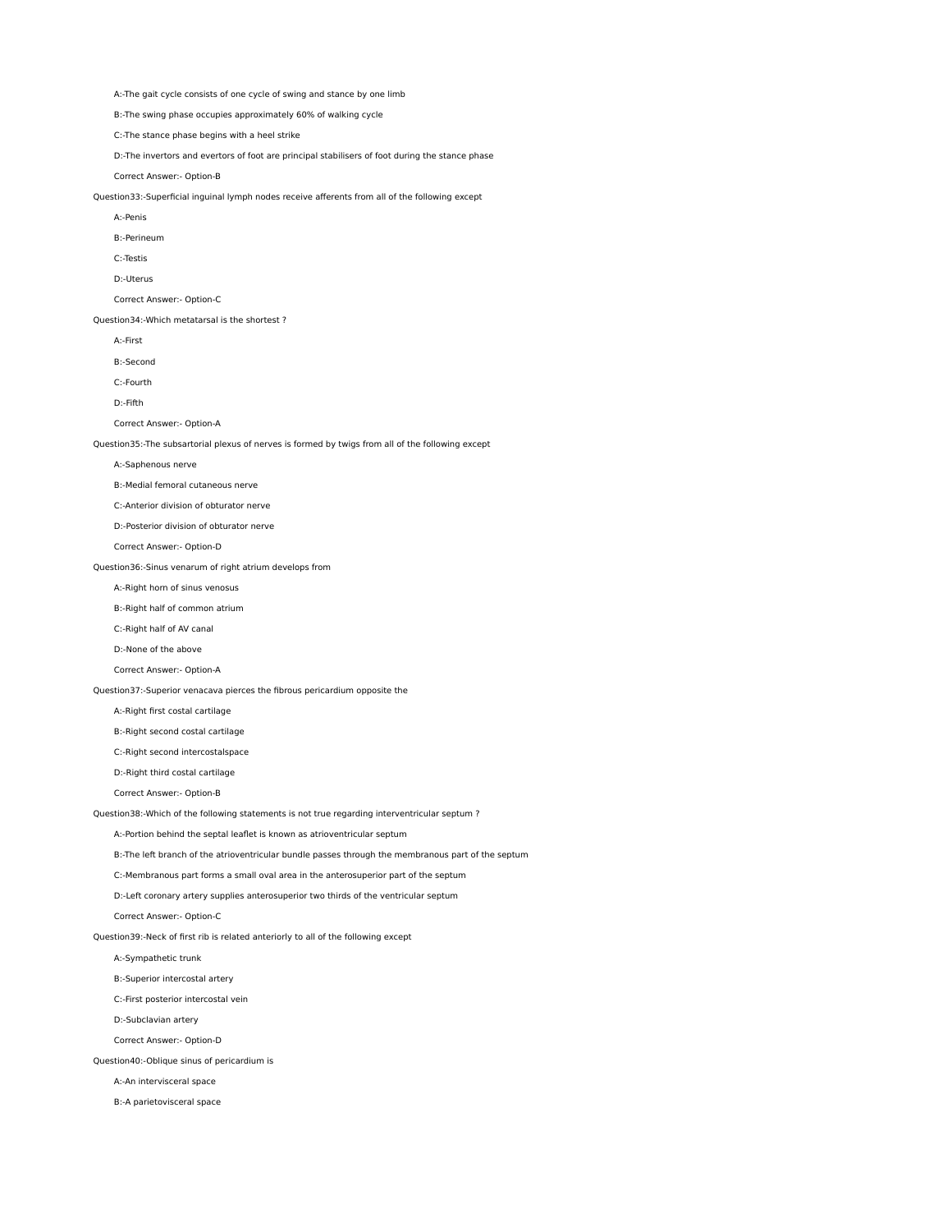A:-The gait cycle consists of one cycle of swing and stance by one limb

B:-The swing phase occupies approximately 60% of walking cycle

C:-The stance phase begins with a heel strike

D:-The invertors and evertors of foot are principal stabilisers of foot during the stance phase

Correct Answer:- Option-B

Question33:-Superficial inguinal lymph nodes receive afferents from all of the following except

A:-Penis

B:-Perineum

C:-Testis

D:-Uterus

Correct Answer:- Option-C

Question34:-Which metatarsal is the shortest ?

A:-First

B:-Second

C:-Fourth

D:-Fifth

Correct Answer:- Option-A

Question35:-The subsartorial plexus of nerves is formed by twigs from all of the following except

A:-Saphenous nerve

B:-Medial femoral cutaneous nerve

C:-Anterior division of obturator nerve

D:-Posterior division of obturator nerve

Correct Answer:- Option-D

Question36:-Sinus venarum of right atrium develops from

A:-Right horn of sinus venosus

B:-Right half of common atrium

C:-Right half of AV canal

D:-None of the above

Correct Answer:- Option-A

Question37:-Superior venacava pierces the fibrous pericardium opposite the

A:-Right first costal cartilage

B:-Right second costal cartilage

C:-Right second intercostalspace

D:-Right third costal cartilage

Correct Answer:- Option-B

Question38:-Which of the following statements is not true regarding interventricular septum ?

A:-Portion behind the septal leaflet is known as atrioventricular septum

B:-The left branch of the atrioventricular bundle passes through the membranous part of the septum

C:-Membranous part forms a small oval area in the anterosuperior part of the septum

D:-Left coronary artery supplies anterosuperior two thirds of the ventricular septum

Correct Answer:- Option-C

Question39:-Neck of first rib is related anteriorly to all of the following except

A:-Sympathetic trunk

B:-Superior intercostal artery

C:-First posterior intercostal vein

D:-Subclavian artery

Correct Answer:- Option-D

Question40:-Oblique sinus of pericardium is

A:-An intervisceral space

B:-A parietovisceral space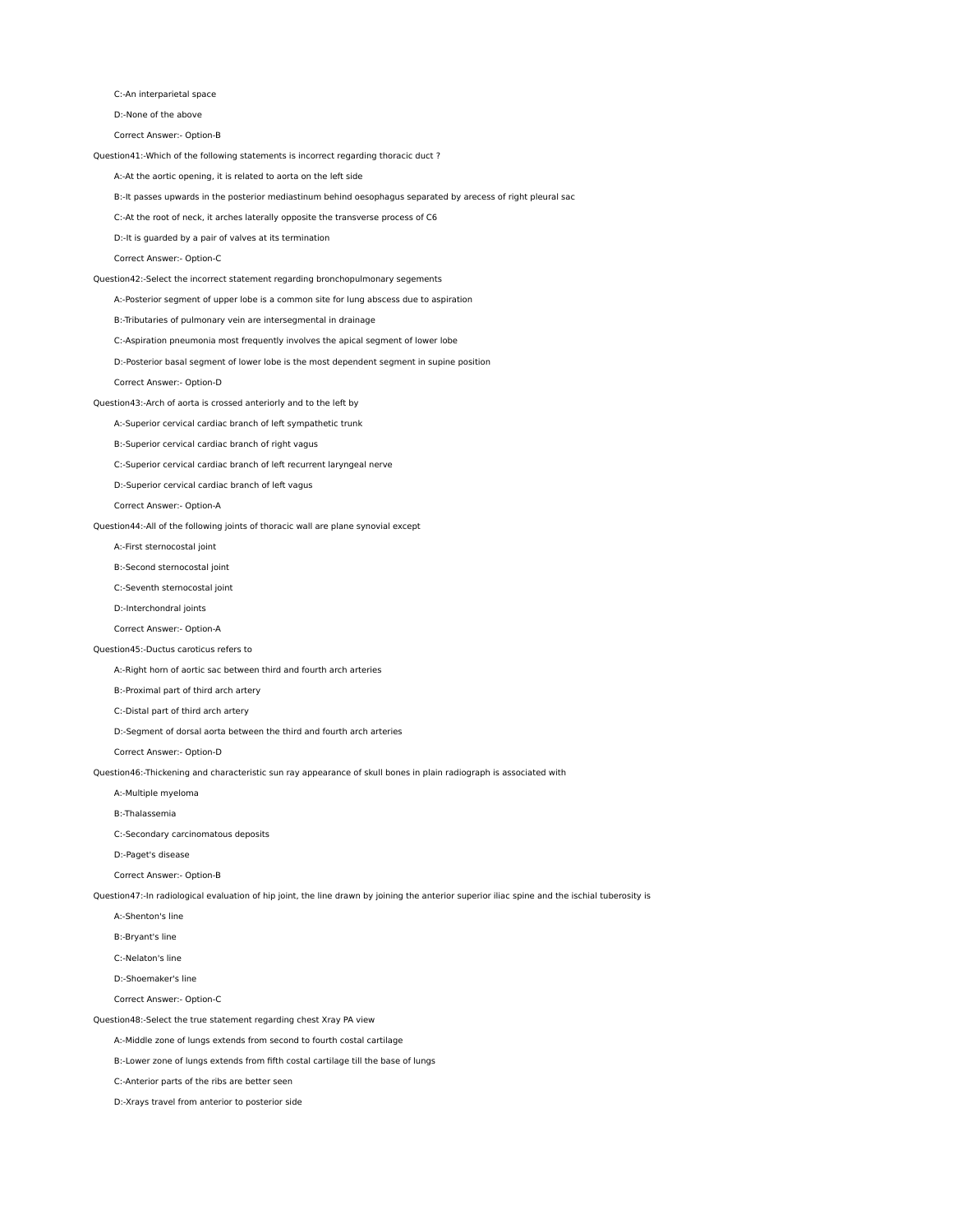C:-An interparietal space

D:-None of the above

Correct Answer:- Option-B

Question41:-Which of the following statements is incorrect regarding thoracic duct ?

A:-At the aortic opening, it is related to aorta on the left side

B:-It passes upwards in the posterior mediastinum behind oesophagus separated by arecess of right pleural sac

C:-At the root of neck, it arches laterally opposite the transverse process of C6

D:-It is guarded by a pair of valves at its termination

Correct Answer:- Option-C

Question42:-Select the incorrect statement regarding bronchopulmonary segements

A:-Posterior segment of upper lobe is a common site for lung abscess due to aspiration

B:-Tributaries of pulmonary vein are intersegmental in drainage

C:-Aspiration pneumonia most frequently involves the apical segment of lower lobe

D:-Posterior basal segment of lower lobe is the most dependent segment in supine position

Correct Answer:- Option-D

Question43:-Arch of aorta is crossed anteriorly and to the left by

A:-Superior cervical cardiac branch of left sympathetic trunk

B:-Superior cervical cardiac branch of right vagus

C:-Superior cervical cardiac branch of left recurrent laryngeal nerve

D:-Superior cervical cardiac branch of left vagus

Correct Answer:- Option-A

Question44:-All of the following joints of thoracic wall are plane synovial except

A:-First sternocostal joint

B:-Second sternocostal joint

C:-Seventh sternocostal joint

D:-Interchondral joints

Correct Answer:- Option-A

Question45:-Ductus caroticus refers to

A:-Right horn of aortic sac between third and fourth arch arteries

B:-Proximal part of third arch artery

C:-Distal part of third arch artery

D:-Segment of dorsal aorta between the third and fourth arch arteries

Correct Answer:- Option-D

Question46:-Thickening and characteristic sun ray appearance of skull bones in plain radiograph is associated with

A:-Multiple myeloma

B:-Thalassemia

C:-Secondary carcinomatous deposits

D:-Paget's disease

Correct Answer:- Option-B

Question47:-In radiological evaluation of hip joint, the line drawn by joining the anterior superior iliac spine and the ischial tuberosity is

A:-Shenton's line

B:-Bryant's line

C:-Nelaton's line

D:-Shoemaker's line

Correct Answer:- Option-C

Question48:-Select the true statement regarding chest Xray PA view

A:-Middle zone of lungs extends from second to fourth costal cartilage

B:-Lower zone of lungs extends from fifth costal cartilage till the base of lungs

C:-Anterior parts of the ribs are better seen

D:-Xrays travel from anterior to posterior side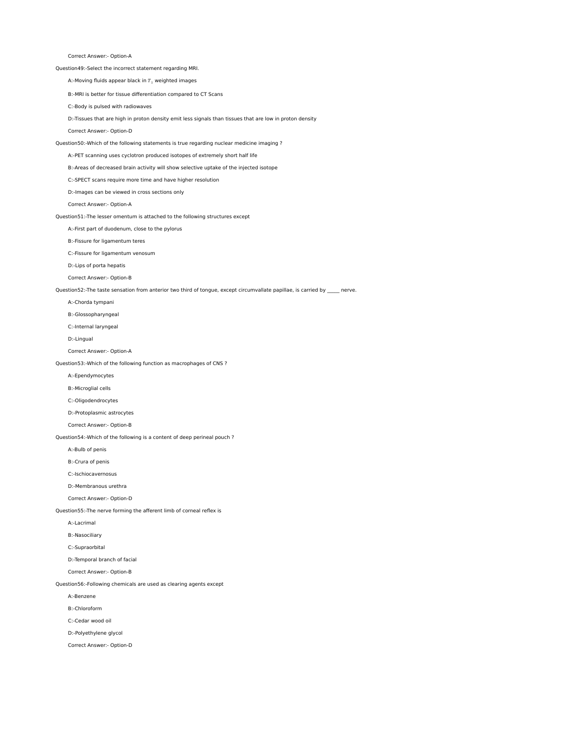Correct Answer:- Option-A

Question49:-Select the incorrect statement regarding MRI.

A:-Moving fluids appear black in $T_1$ weighted images

B:-MRI is better for tissue differentiation compared to CT Scans

C:-Body is pulsed with radiowaves

D:-Tissues that are high in proton density emit less signals than tissues that are low in proton density

Correct Answer:- Option-D

Question50:-Which of the following statements is true regarding nuclear medicine imaging ?

A:-PET scanning uses cyclotron produced isotopes of extremely short half life

B:-Areas of decreased brain activity will show selective uptake of the injected isotope

C:-SPECT scans require more time and have higher resolution

D:-Images can be viewed in cross sections only

Correct Answer:- Option-A

Question51:-The lesser omentum is attached to the following structures except

A:-First part of duodenum, close to the pylorus

B:-Fissure for ligamentum teres

C:-Fissure for ligamentum venosum

D:-Lips of porta hepatis

Correct Answer:- Option-B

Question52:-The taste sensation from anterior two third of tongue, except circumvallate papillae, is carried by _____ nerve.

A:-Chorda tympani

B:-Glossopharyngeal

C:-Internal laryngeal

D:-Lingual

Correct Answer:- Option-A

Question53:-Which of the following function as macrophages of CNS ?

A:-Ependymocytes

B:-Microglial cells

C:-Oligodendrocytes

D:-Protoplasmic astrocytes

Correct Answer:- Option-B

Question54:-Which of the following is a content of deep perineal pouch ?

A:-Bulb of penis

B:-Crura of penis

C:-Ischiocavernosus

D:-Membranous urethra

Correct Answer:- Option-D

Question55:-The nerve forming the afferent limb of corneal reflex is

A:-Lacrimal

B:-Nasociliary

C:-Supraorbital

D:-Temporal branch of facial

Correct Answer:- Option-B

Question56:-Following chemicals are used as clearing agents except

A:-Benzene

B:-Chloroform

C:-Cedar wood oil

D:-Polyethylene glycol

Correct Answer:- Option-D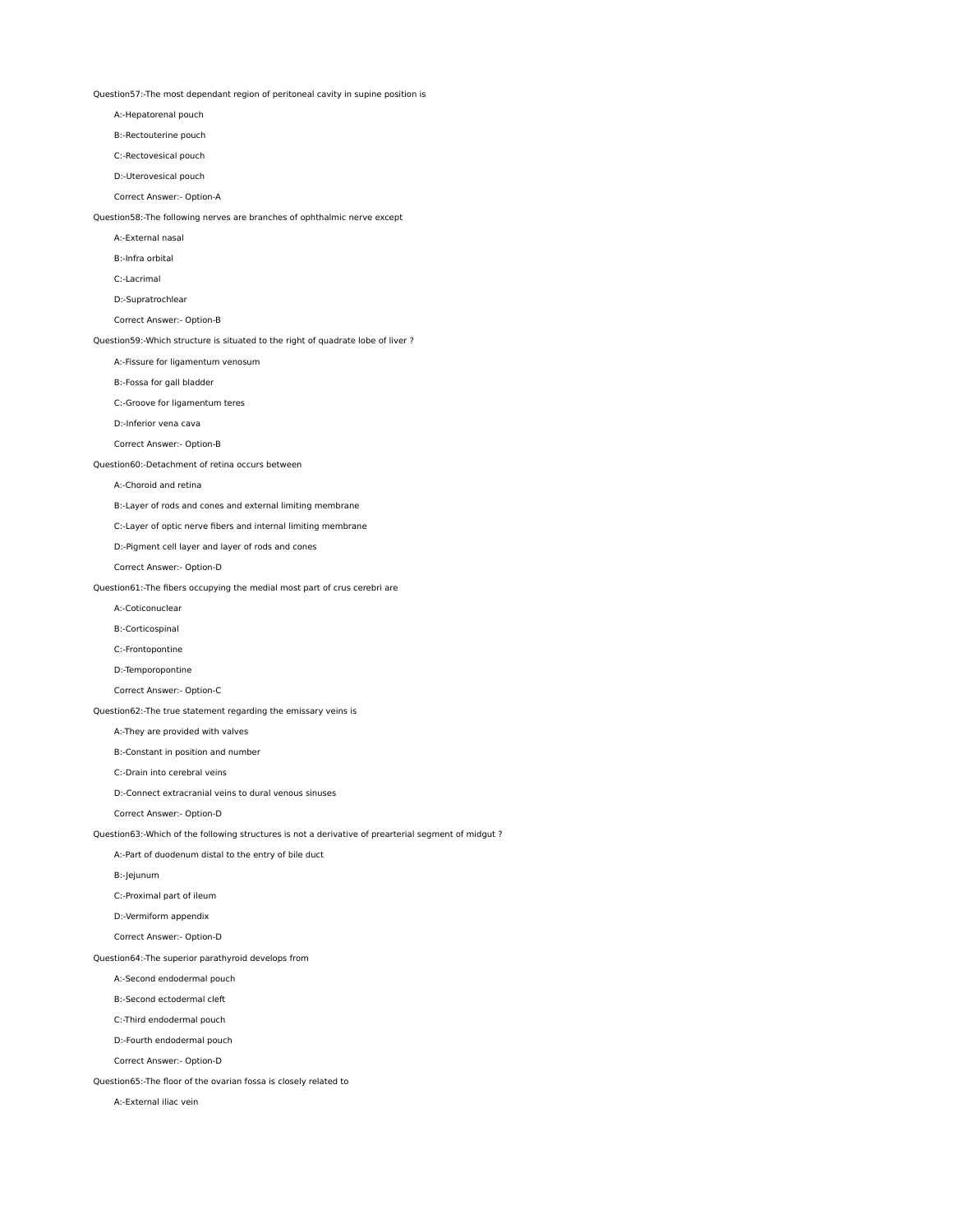Question57:-The most dependant region of peritoneal cavity in supine position is

A:-Hepatorenal pouch

B:-Rectouterine pouch

C:-Rectovesical pouch

D:-Uterovesical pouch

Correct Answer:- Option-A

Question58:-The following nerves are branches of ophthalmic nerve except

A:-External nasal

B:-Infra orbital

C:-Lacrimal

D:-Supratrochlear

Correct Answer:- Option-B

Question59:-Which structure is situated to the right of quadrate lobe of liver ?

A:-Fissure for ligamentum venosum

B:-Fossa for gall bladder

C:-Groove for ligamentum teres

D:-Inferior vena cava

Correct Answer:- Option-B

Question60:-Detachment of retina occurs between

A:-Choroid and retina

B:-Layer of rods and cones and external limiting membrane

C:-Layer of optic nerve fibers and internal limiting membrane

D:-Pigment cell layer and layer of rods and cones

Correct Answer:- Option-D

Question61:-The fibers occupying the medial most part of crus cerebri are

A:-Coticonuclear

B:-Corticospinal

C:-Frontopontine

D:-Temporopontine

Correct Answer:- Option-C

Question62:-The true statement regarding the emissary veins is

A:-They are provided with valves

B:-Constant in position and number

C:-Drain into cerebral veins

D:-Connect extracranial veins to dural venous sinuses

Correct Answer:- Option-D

Question63:-Which of the following structures is not a derivative of prearterial segment of midgut ?

A:-Part of duodenum distal to the entry of bile duct

B:-Jejunum

C:-Proximal part of ileum

D:-Vermiform appendix

Correct Answer:- Option-D

Question64:-The superior parathyroid develops from

A:-Second endodermal pouch

B:-Second ectodermal cleft

C:-Third endodermal pouch

D:-Fourth endodermal pouch

Correct Answer:- Option-D

Question65:-The floor of the ovarian fossa is closely related to

A:-External iliac vein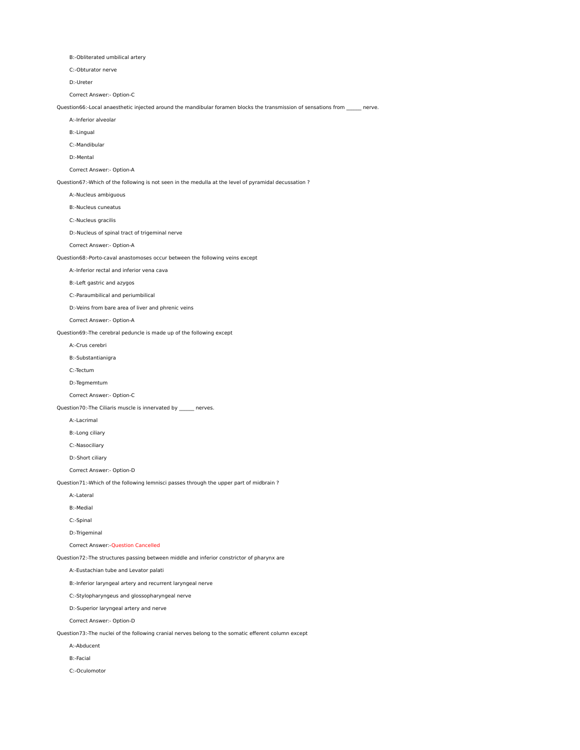B:-Obliterated umbilical artery

C:-Obturator nerve

D:-Ureter

Correct Answer:- Option-C

Question66:-Local anaesthetic injected around the mandibular foramen blocks the transmission of sensations from ______ nerve.

A:-Inferior alveolar

B:-Lingual

C:-Mandibular

D:-Mental

Correct Answer:- Option-A

Question67:-Which of the following is not seen in the medulla at the level of pyramidal decussation ?

A:-Nucleus ambiguous

B:-Nucleus cuneatus

C:-Nucleus gracilis

D:-Nucleus of spinal tract of trigeminal nerve

Correct Answer:- Option-A

Question68:-Porto-caval anastomoses occur between the following veins except

A:-Inferior rectal and inferior vena cava

B:-Left gastric and azygos

C:-Paraumbilical and periumbilical

D:-Veins from bare area of liver and phrenic veins

Correct Answer:- Option-A

Question69:-The cerebral peduncle is made up of the following except

A:-Crus cerebri

B:-Substantianigra

C:-Tectum

D:-Tegmemtum

Correct Answer:- Option-C

Question70:-The Ciliaris muscle is innervated by ______ nerves.

A:-Lacrimal

B:-Long ciliary

C:-Nasociliary

D:-Short ciliary

Correct Answer:- Option-D

Question71:-Which of the following lemnisci passes through the upper part of midbrain ?

A:-Lateral

B:-Medial

C:-Spinal

D:-Trigeminal

Correct Answer:-Question Cancelled

Question72:-The structures passing between middle and inferior constrictor of pharynx are

A:-Eustachian tube and Levator palati

B:-Inferior laryngeal artery and recurrent laryngeal nerve

C:-Stylopharyngeus and glossopharyngeal nerve

D:-Superior laryngeal artery and nerve

Correct Answer:- Option-D

Question73:-The nuclei of the following cranial nerves belong to the somatic efferent column except

A:-Abducent

B:-Facial

C:-Oculomotor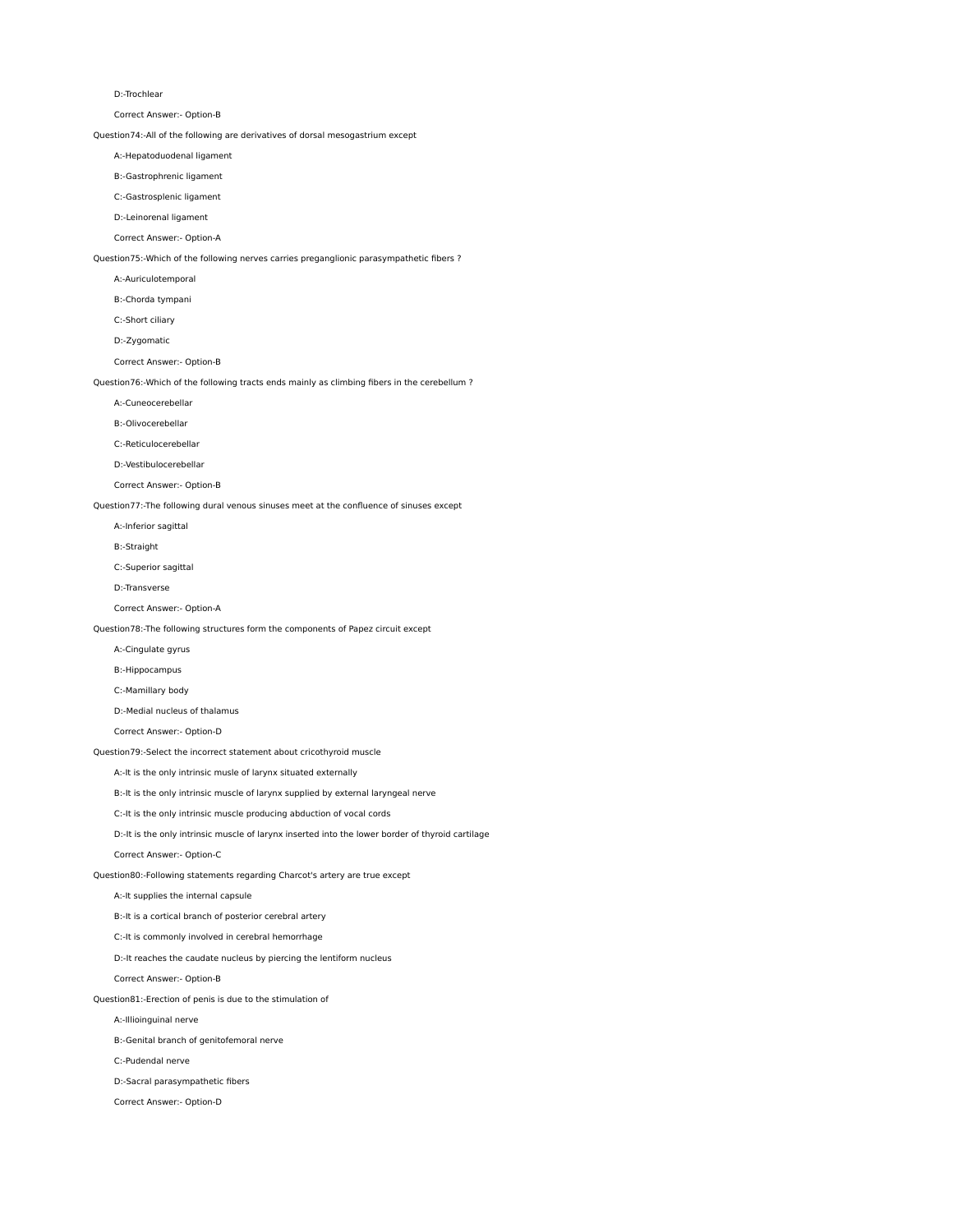D:-Trochlear

Correct Answer:- Option-B

Question74:-All of the following are derivatives of dorsal mesogastrium except

A:-Hepatoduodenal ligament

B:-Gastrophrenic ligament

C:-Gastrosplenic ligament

D:-Leinorenal ligament

Correct Answer:- Option-A

Question75:-Which of the following nerves carries preganglionic parasympathetic fibers ?

A:-Auriculotemporal

B:-Chorda tympani

C:-Short ciliary

D:-Zygomatic

Correct Answer:- Option-B

Question76:-Which of the following tracts ends mainly as climbing fibers in the cerebellum ?

A:-Cuneocerebellar

B:-Olivocerebellar

C:-Reticulocerebellar

D:-Vestibulocerebellar

Correct Answer:- Option-B

Question77:-The following dural venous sinuses meet at the confluence of sinuses except

A:-Inferior sagittal

B:-Straight

C:-Superior sagittal

D:-Transverse

Correct Answer:- Option-A

Question78:-The following structures form the components of Papez circuit except

A:-Cingulate gyrus

B:-Hippocampus

C:-Mamillary body

D:-Medial nucleus of thalamus

Correct Answer:- Option-D

Question79:-Select the incorrect statement about cricothyroid muscle

A:-It is the only intrinsic musle of larynx situated externally

B:-It is the only intrinsic muscle of larynx supplied by external laryngeal nerve

C:-It is the only intrinsic muscle producing abduction of vocal cords

D:-It is the only intrinsic muscle of larynx inserted into the lower border of thyroid cartilage

Correct Answer:- Option-C

Question80:-Following statements regarding Charcot's artery are true except

A:-It supplies the internal capsule

B:-It is a cortical branch of posterior cerebral artery

C:-It is commonly involved in cerebral hemorrhage

D:-It reaches the caudate nucleus by piercing the lentiform nucleus

Correct Answer:- Option-B

Question81:-Erection of penis is due to the stimulation of

A:-Illioinguinal nerve

B:-Genital branch of genitofemoral nerve

C:-Pudendal nerve

D:-Sacral parasympathetic fibers

Correct Answer:- Option-D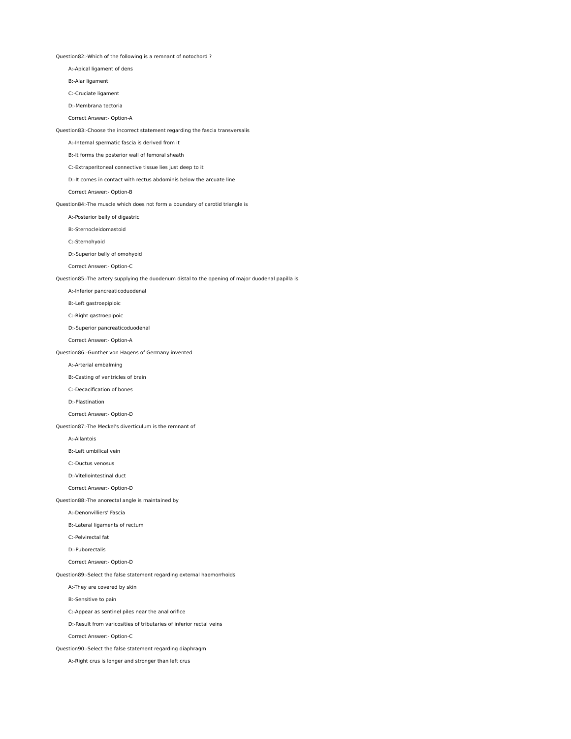Question82:-Which of the following is a remnant of notochord ?

A:-Apical ligament of dens

B:-Alar ligament

C:-Cruciate ligament

D:-Membrana tectoria

Correct Answer:- Option-A

Question83:-Choose the incorrect statement regarding the fascia transversalis

A:-Internal spermatic fascia is derived from it

B:-It forms the posterior wall of femoral sheath

C:-Extraperitoneal connective tissue lies just deep to it

D:-It comes in contact with rectus abdominis below the arcuate line

Correct Answer:- Option-B

Question84:-The muscle which does not form a boundary of carotid triangle is

A:-Posterior belly of digastric

B:-Sternocleidomastoid

C:-Sternohyoid

D:-Superior belly of omohyoid

Correct Answer:- Option-C

Question85:-The artery supplying the duodenum distal to the opening of major duodenal papilla is

A:-Inferior pancreaticoduodenal

B:-Left gastroepiploic

C:-Right gastroepipoic

D:-Superior pancreaticoduodenal

Correct Answer:- Option-A

Question86:-Gunther von Hagens of Germany invented

A:-Arterial embalming

B:-Casting of ventricles of brain

C:-Decacification of bones

D:-Plastination

Correct Answer:- Option-D

Question87:-The Meckel's diverticulum is the remnant of

A:-Allantois

B:-Left umbilical vein

C:-Ductus venosus

D:-Vitellointestinal duct

Correct Answer:- Option-D

Question88:-The anorectal angle is maintained by

A:-Denonvilliers' Fascia

B:-Lateral ligaments of rectum

C:-Pelvirectal fat

D:-Puborectalis

Correct Answer:- Option-D

Question89:-Select the false statement regarding external haemorrhoids

A:-They are covered by skin

B:-Sensitive to pain

C:-Appear as sentinel piles near the anal orifice

D:-Result from varicosities of tributaries of inferior rectal veins

Correct Answer:- Option-C

Question90:-Select the false statement regarding diaphragm

A:-Right crus is longer and stronger than left crus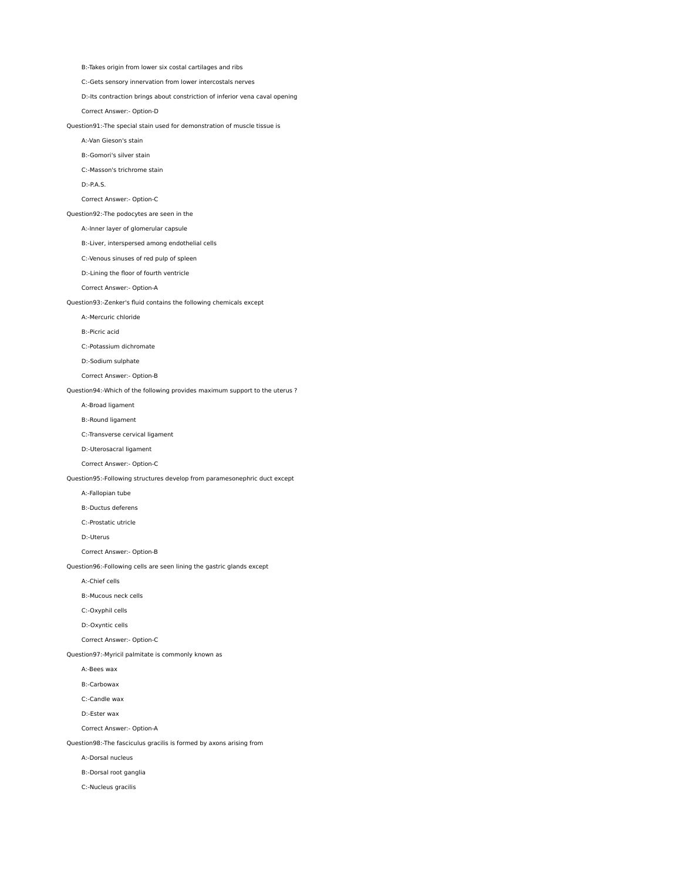B:-Takes origin from lower six costal cartilages and ribs

C:-Gets sensory innervation from lower intercostals nerves

D:-Its contraction brings about constriction of inferior vena caval opening

Correct Answer:- Option-D

Question91:-The special stain used for demonstration of muscle tissue is

A:-Van Gieson's stain

B:-Gomori's silver stain

C:-Masson's trichrome stain

D:-P.A.S.

Correct Answer:- Option-C

Question92:-The podocytes are seen in the

A:-Inner layer of glomerular capsule

B:-Liver, interspersed among endothelial cells

C:-Venous sinuses of red pulp of spleen

D:-Lining the floor of fourth ventricle

Correct Answer:- Option-A

Question93:-Zenker's fluid contains the following chemicals except

A:-Mercuric chloride

B:-Picric acid

C:-Potassium dichromate

D:-Sodium sulphate

Correct Answer:- Option-B

Question94:-Which of the following provides maximum support to the uterus ?

A:-Broad ligament

B:-Round ligament

C:-Transverse cervical ligament

D:-Uterosacral ligament

Correct Answer:- Option-C

Question95:-Following structures develop from paramesonephric duct except

A:-Fallopian tube

B:-Ductus deferens

C:-Prostatic utricle

D:-Uterus

Correct Answer:- Option-B

Question96:-Following cells are seen lining the gastric glands except

A:-Chief cells

B:-Mucous neck cells

C:-Oxyphil cells

D:-Oxyntic cells

Correct Answer:- Option-C

Question97:-Myricil palmitate is commonly known as

A:-Bees wax

B:-Carbowax

C:-Candle wax

D:-Ester wax

Correct Answer:- Option-A

Question98:-The fasciculus gracilis is formed by axons arising from

A:-Dorsal nucleus

B:-Dorsal root ganglia

C:-Nucleus gracilis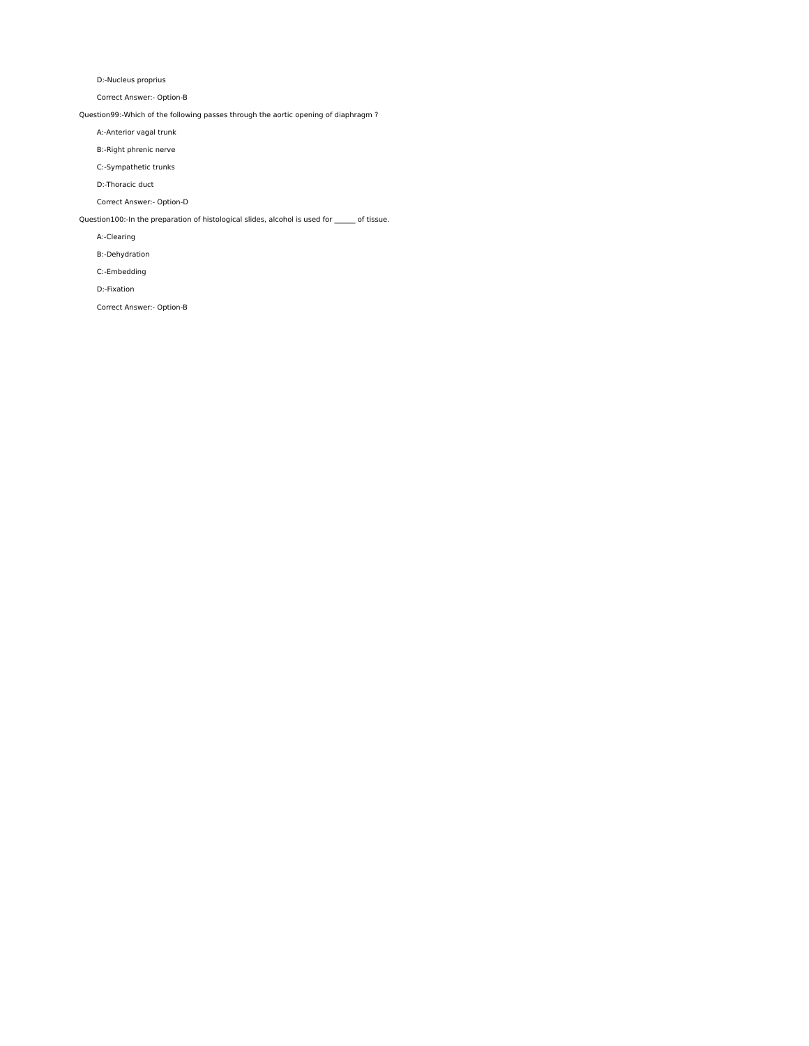D:-Nucleus proprius

Correct Answer:- Option-B

Question99:-Which of the following passes through the aortic opening of diaphragm ?

A:-Anterior vagal trunk

B:-Right phrenic nerve

C:-Sympathetic trunks

D:-Thoracic duct

Correct Answer:- Option-D

Question100:-In the preparation of histological slides, alcohol is used for ______ of tissue.

A:-Clearing

B:-Dehydration

C:-Embedding

D:-Fixation

Correct Answer:- Option-B